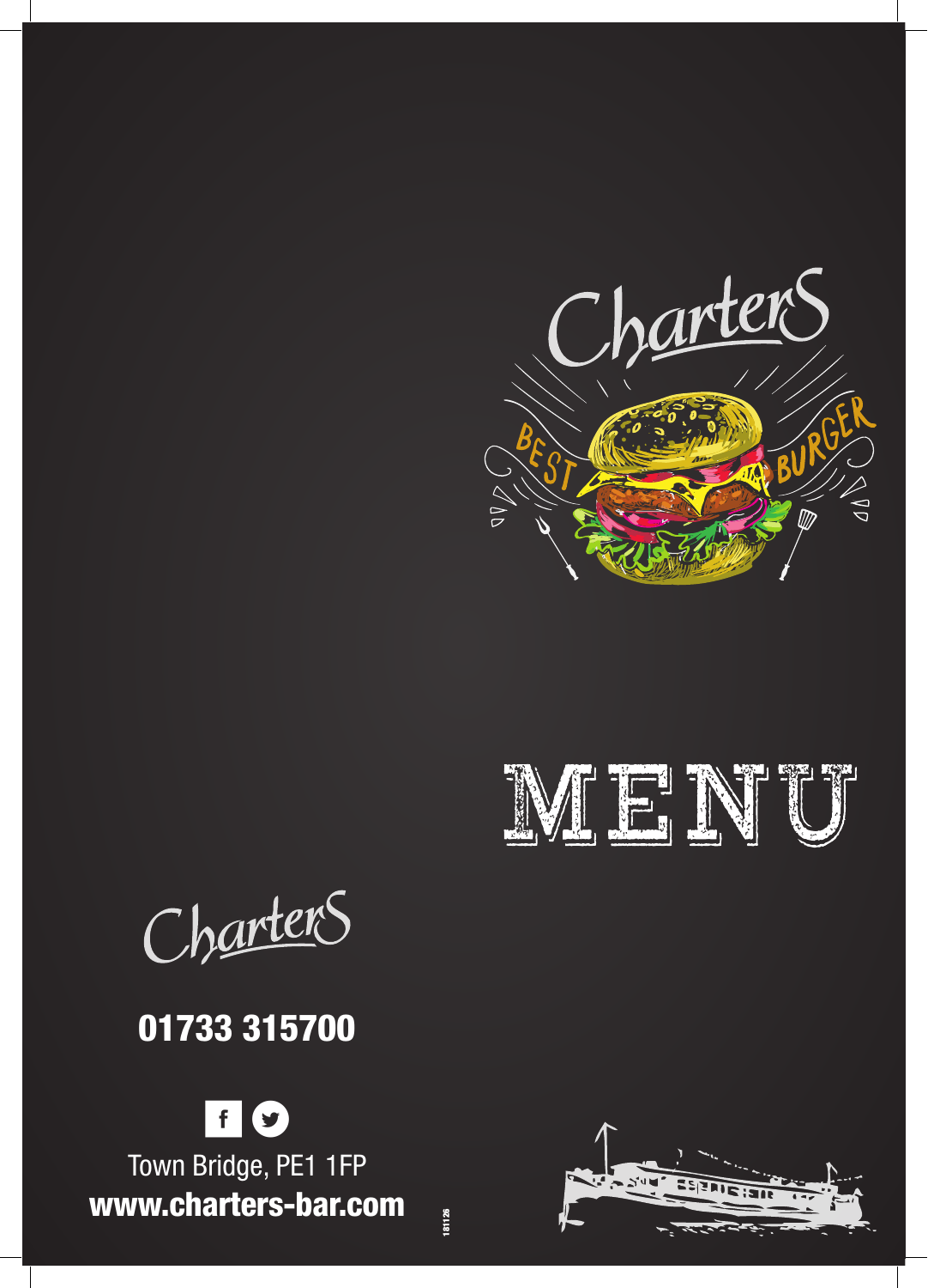# Charters

BEST BURGER

# MENU

Charters

**01733 315700**

Town Bridge, PE1 1FP

**www.charters-bar.com**

181126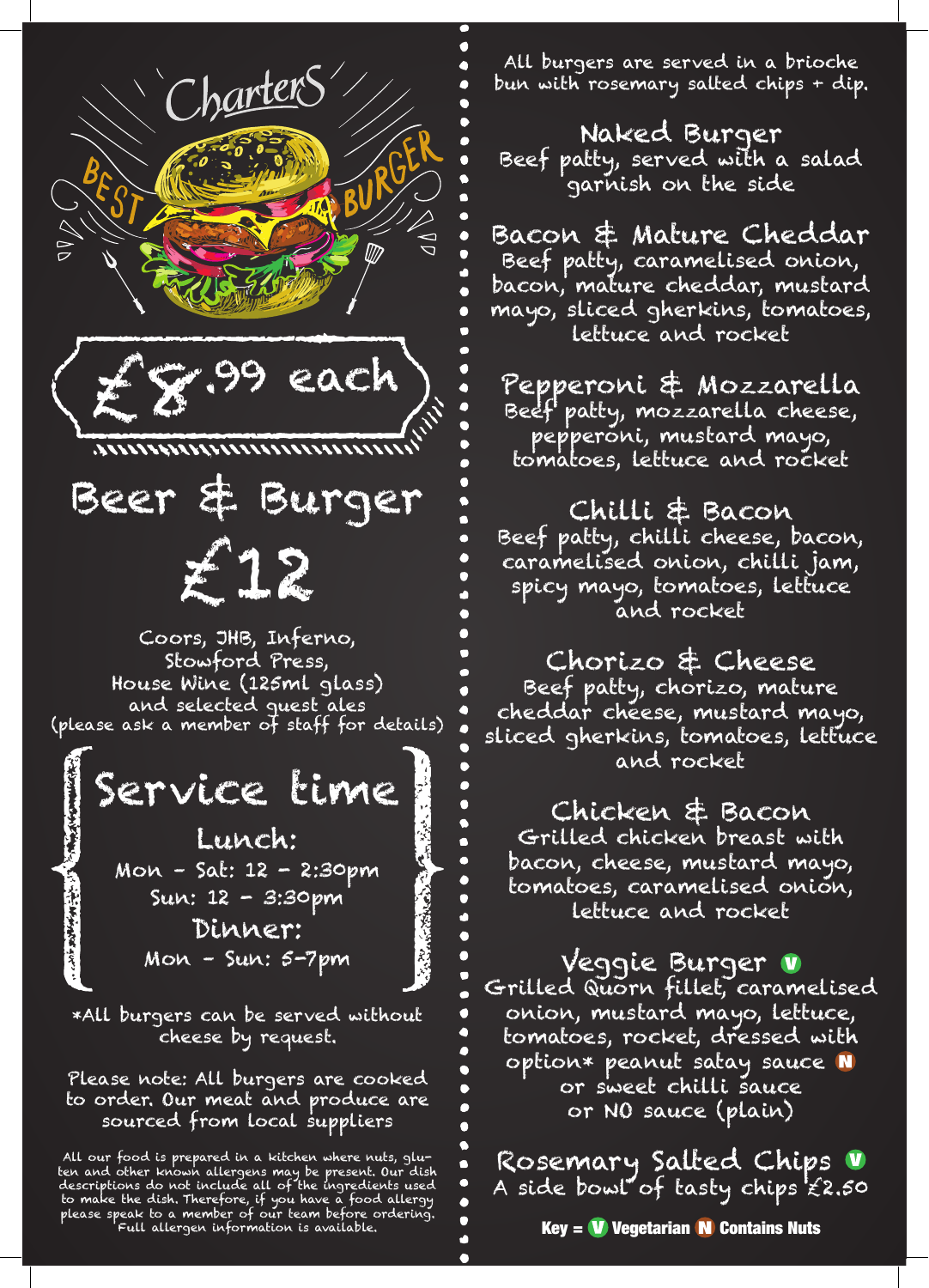# CharterS

BEST BURGER

## £8.99 each

## Beer & Burger £12

Coors, JHB, Inferno, Stowford Press, House Wine (125ml glass) and selected guest ales (please ask a member of staff for details)

## Service time

**Lunch:**
Mon - Sat: 12 - 2:30pm
Sun: 12 - 3:30pm

**Dinner:**
Mon - Sun: 5-7pm

*All burgers can be served without cheese by request.

Please note: All burgers are cooked to order. Our meat and produce are sourced from local suppliers

All our food is prepared in a kitchen where nuts, gluten and other known allergens may be present. Our dish descriptions do not include all of the ingredients used to make the dish. Therefore, if you have a food allergy please speak to a member of our team before ordering. Full allergen information is available.

All burgers are served in a brioche bun with rosemary salted chips + dip.

### Naked Burger
Beef patty, served with a salad garnish on the side

### Bacon & Mature Cheddar
Beef patty, caramelised onion, bacon, mature cheddar, mustard mayo, sliced gherkins, tomatoes, lettuce and rocket

### Pepperoni & Mozzarella
Beef patty, mozzarella cheese, pepperoni, mustard mayo, tomatoes, lettuce and rocket

### Chilli & Bacon
Beef patty, chilli cheese, bacon, caramelised onion, chilli jam, spicy mayo, tomatoes, lettuce and rocket

### Chorizo & Cheese
Beef patty, chorizo, mature cheddar cheese, mustard mayo, sliced gherkins, tomatoes, lettuce and rocket

### Chicken & Bacon
Grilled chicken breast with bacon, cheese, mustard mayo, tomatoes, caramelised onion, lettuce and rocket

### Veggie Burger (V)
Grilled Quorn fillet, caramelised onion, mustard mayo, lettuce, tomatoes, rocket, dressed with option* peanut satay sauce (N) or sweet chilli sauce or NO sauce (plain)

### Rosemary Salted Chips (V)
A side bowl of tasty chips £2.50

**Key = (V) Vegetarian (N) Contains Nuts**